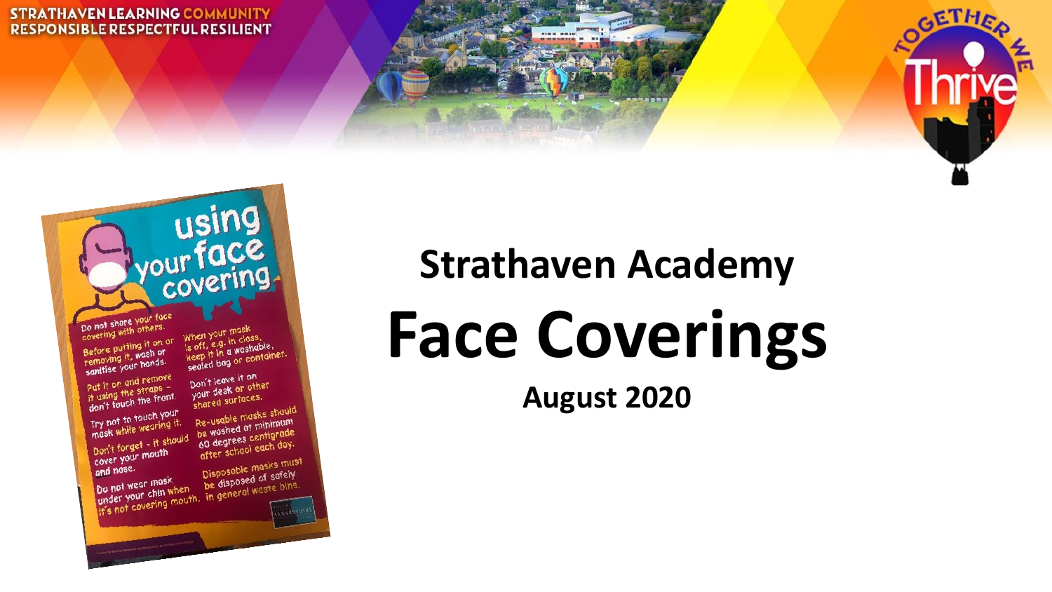STRATHAVEN LEARNING COMMUNITY
RESPONSIBLE RESPECTFUL RESILIENT

TOGETHER WE Thrive

using your face covering

Do not share your face covering with others.

Before putting it on or removing it, wash or sanitise your hands.

Put it on and remove it using the straps - don't touch the front.

Try not to touch your mask while wearing it.

Don't forget - it should cover your mouth and nose.

Do not wear mask under your chin when it's not covering mouth.

When your mask is off, e.g. in class, keep it in a washable, sealed bag or container.

Don't leave it on your desk or other shared surfaces.

Re-usable masks should be washed at minimum 60 degrees centigrade after school each day.

Disposable masks must be disposed of safely in general waste bins.

## Strathaven Academy

# Face Coverings

**August 2020**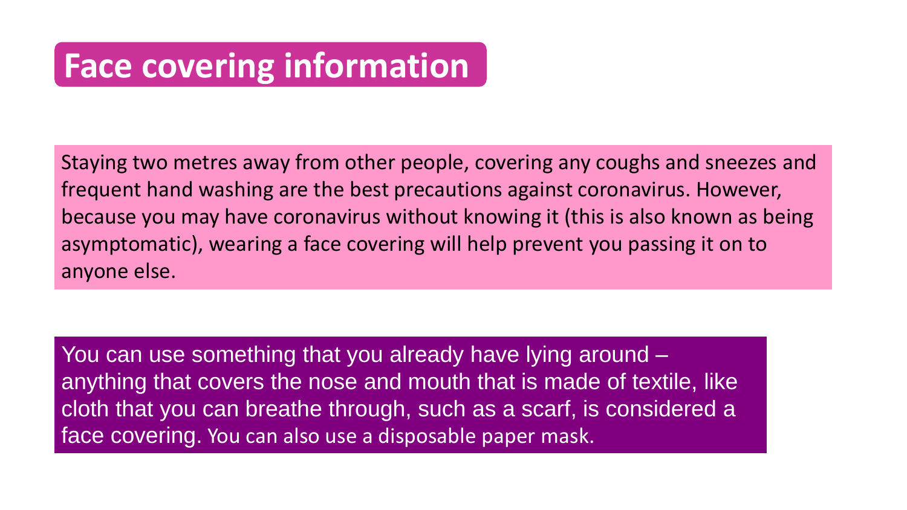# Face covering information

Staying two metres away from other people, covering any coughs and sneezes and frequent hand washing are the best precautions against coronavirus. However, because you may have coronavirus without knowing it (this is also known as being asymptomatic), wearing a face covering will help prevent you passing it on to anyone else.

You can use something that you already have lying around – anything that covers the nose and mouth that is made of textile, like cloth that you can breathe through, such as a scarf, is considered a face covering. You can also use a disposable paper mask.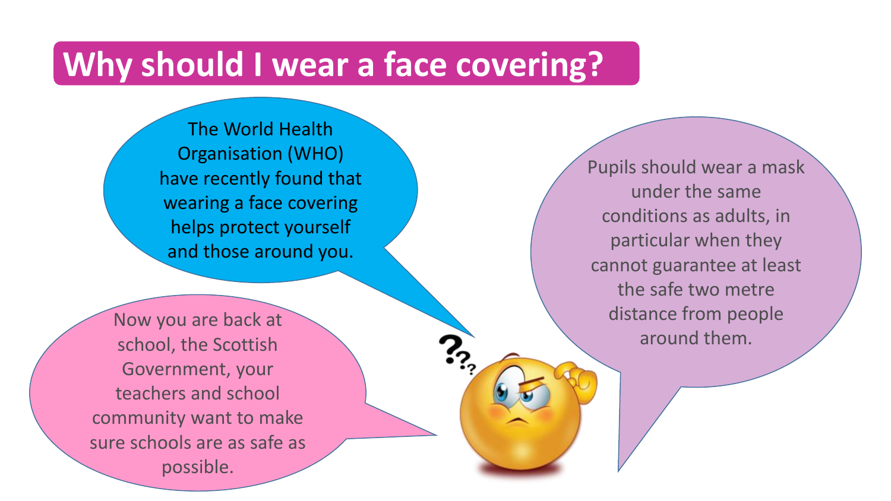# Why should I wear a face covering?

The World Health Organisation (WHO) have recently found that wearing a face covering helps protect yourself and those around you.

Now you are back at school, the Scottish Government, your teachers and school community want to make sure schools are as safe as possible.

Pupils should wear a mask under the same conditions as adults, in particular when they cannot guarantee at least the safe two metre distance from people around them.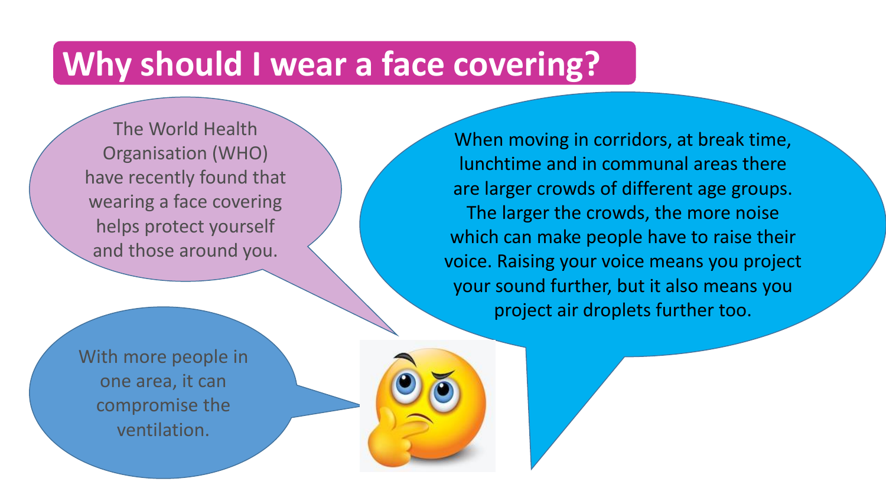# Why should I wear a face covering?

The World Health Organisation (WHO) have recently found that wearing a face covering helps protect yourself and those around you.

When moving in corridors, at break time, lunchtime and in communal areas there are larger crowds of different age groups. The larger the crowds, the more noise which can make people have to raise their voice. Raising your voice means you project your sound further, but it also means you project air droplets further too.

With more people in one area, it can compromise the ventilation.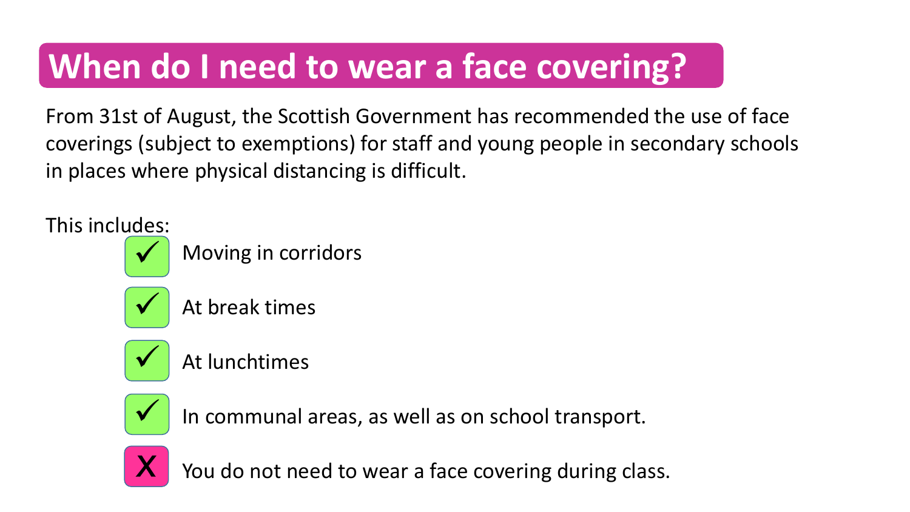# When do I need to wear a face covering?

From 31st of August, the Scottish Government has recommended the use of face coverings (subject to exemptions) for staff and young people in secondary schools in places where physical distancing is difficult.

This includes:

- ✓ Moving in corridors
- ✓ At break times
- ✓ At lunchtimes
- ✓ In communal areas, as well as on school transport.
- X You do not need to wear a face covering during class.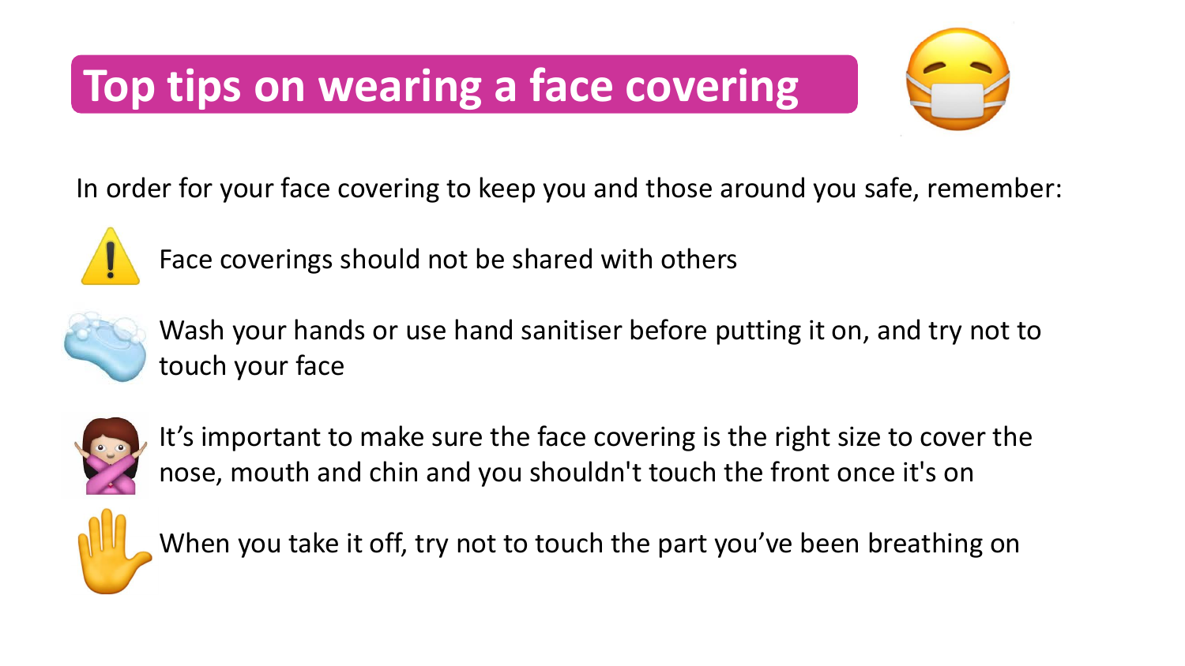# Top tips on wearing a face covering

In order for your face covering to keep you and those around you safe, remember:

- Face coverings should not be shared with others
- Wash your hands or use hand sanitiser before putting it on, and try not to touch your face
- It's important to make sure the face covering is the right size to cover the nose, mouth and chin and you shouldn't touch the front once it's on
- When you take it off, try not to touch the part you've been breathing on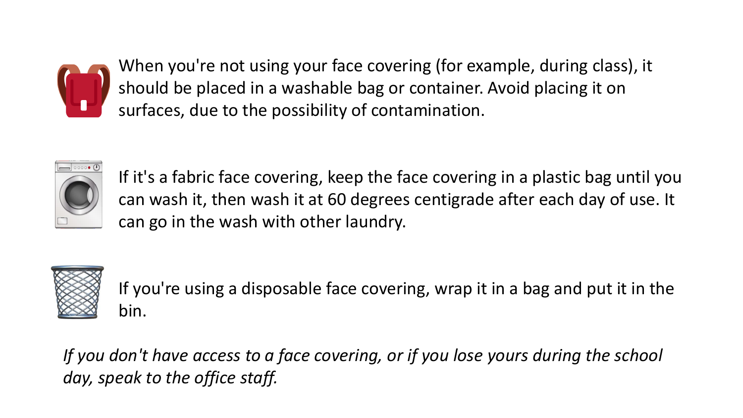When you're not using your face covering (for example, during class), it should be placed in a washable bag or container. Avoid placing it on surfaces, due to the possibility of contamination.

If it's a fabric face covering, keep the face covering in a plastic bag until you can wash it, then wash it at 60 degrees centigrade after each day of use. It can go in the wash with other laundry.

If you're using a disposable face covering, wrap it in a bag and put it in the bin.

*If you don't have access to a face covering, or if you lose yours during the school day, speak to the office staff.*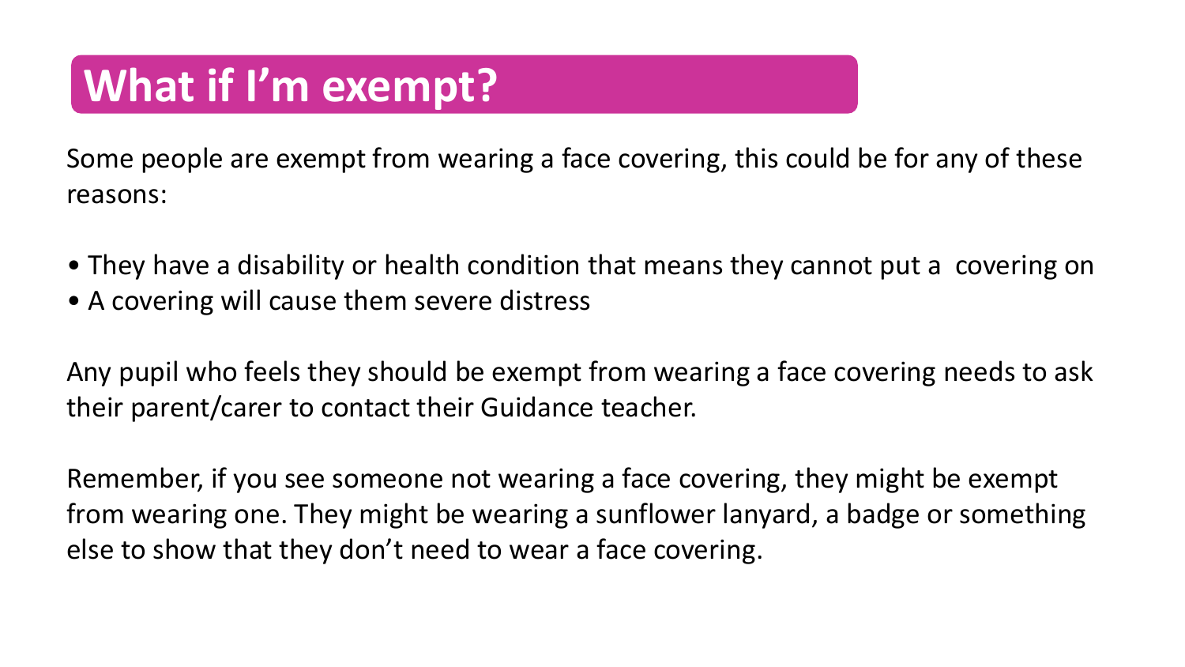# What if I'm exempt?

Some people are exempt from wearing a face covering, this could be for any of these reasons:

- They have a disability or health condition that means they cannot put a covering on
- A covering will cause them severe distress

Any pupil who feels they should be exempt from wearing a face covering needs to ask their parent/carer to contact their Guidance teacher.

Remember, if you see someone not wearing a face covering, they might be exempt from wearing one. They might be wearing a sunflower lanyard, a badge or something else to show that they don't need to wear a face covering.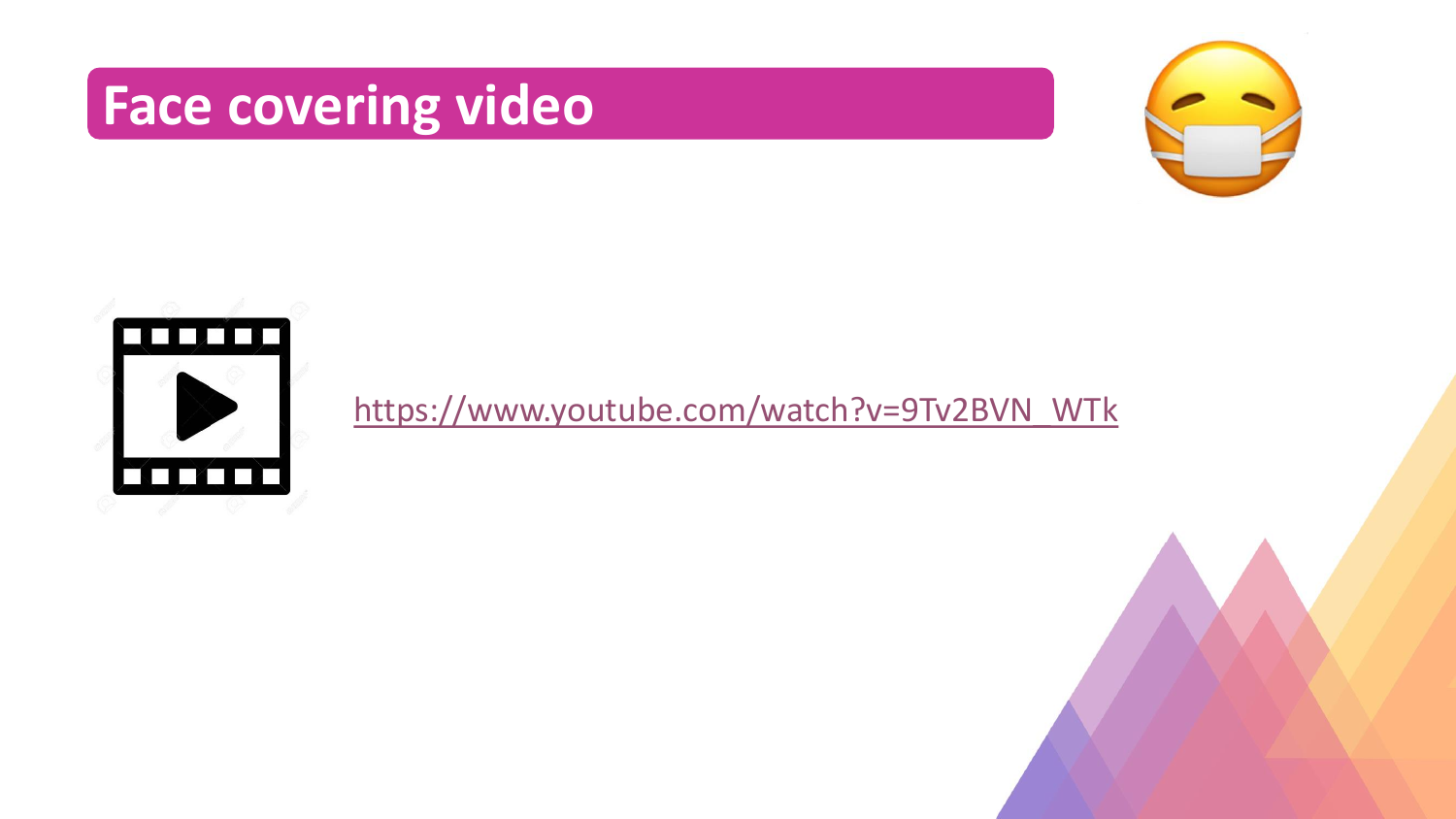# Face covering video

https://www.youtube.com/watch?v=9Tv2BVN_WTk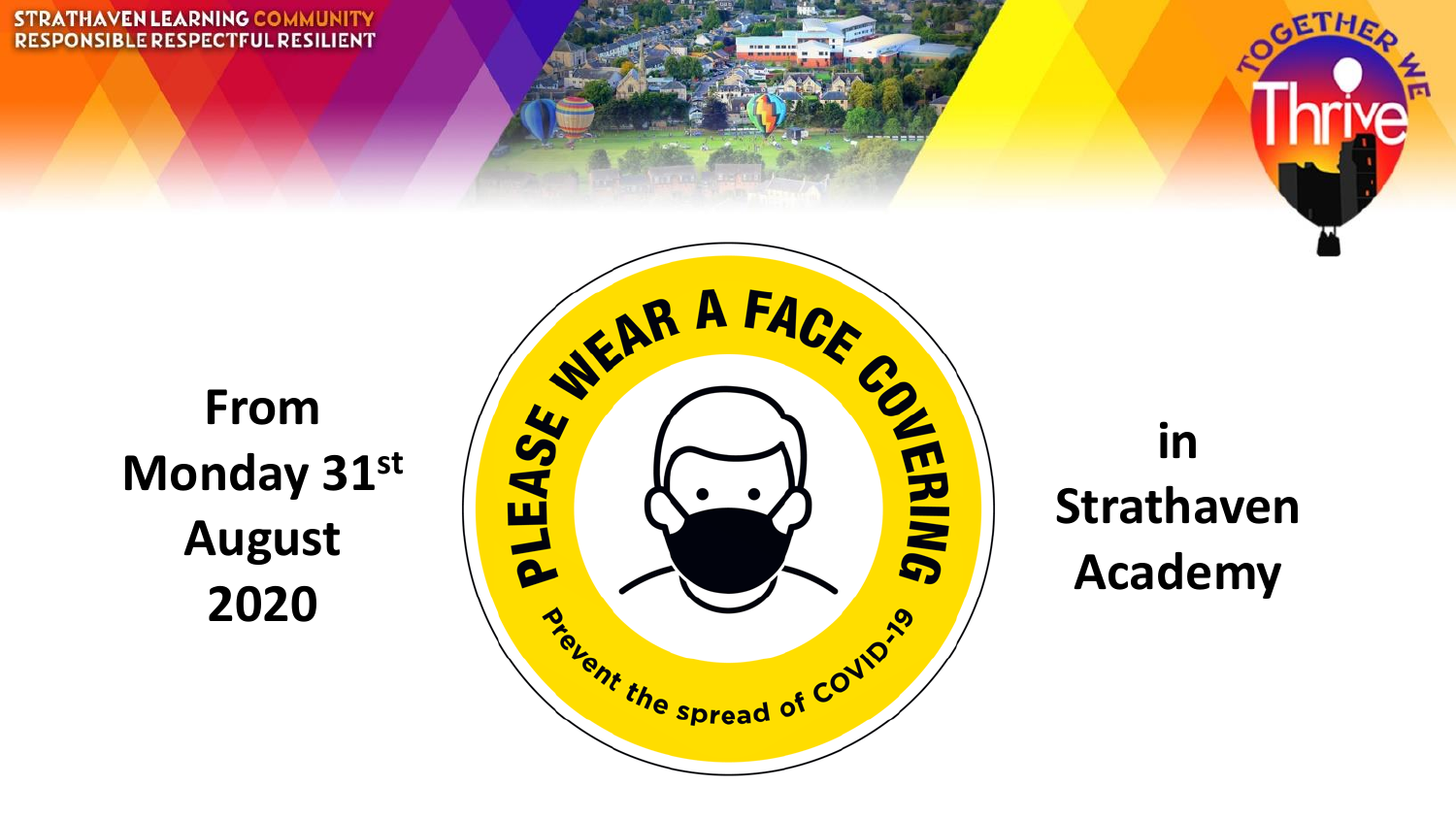STRATHAVEN LEARNING COMMUNITY
RESPONSIBLE RESPECTFUL RESILIENT

TOGETHER WE Thrive

**From Monday 31st August 2020**

PLEASE WEAR A FACE COVERING

Prevent the spread of COVID-19

**in Strathaven Academy**